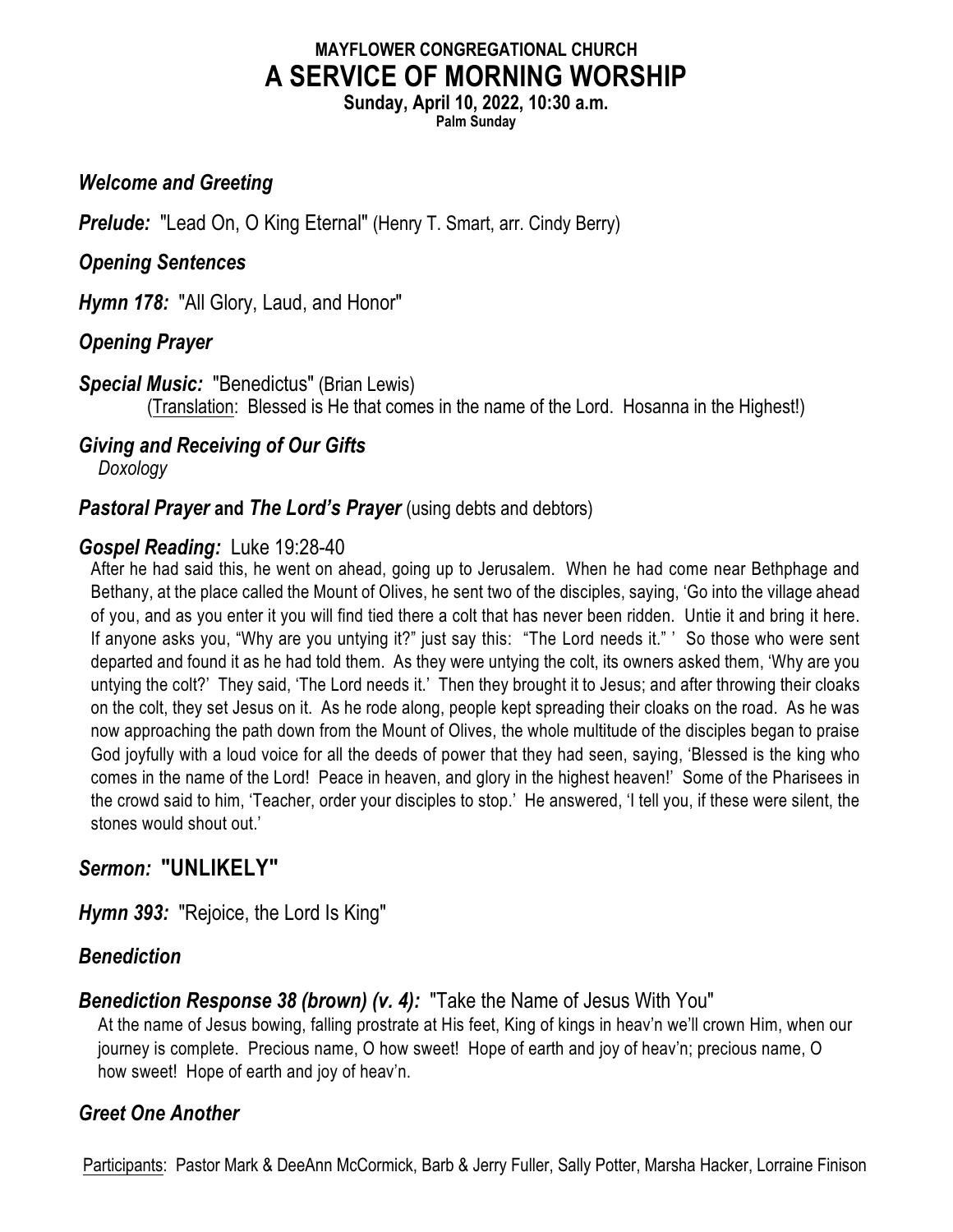**MAYFLOWER CONGREGATIONAL CHURCH**

# A SERVICE OF MORNING WORSHIP

**Sunday, April 10, 2022, 10:30 a.m.**

**Palm Sunday**

***Welcome and Greeting***

***Prelude:*** "Lead On, O King Eternal" (Henry T. Smart, arr. Cindy Berry)

***Opening Sentences***

***Hymn 178:*** "All Glory, Laud, and Honor"

***Opening Prayer***

***Special Music:*** "Benedictus" (Brian Lewis)
(Translation: Blessed is He that comes in the name of the Lord. Hosanna in the Highest!)

***Giving and Receiving of Our Gifts***
*Doxology*

***Pastoral Prayer* and *The Lord's Prayer*** (using debts and debtors)

***Gospel Reading:*** Luke 19:28-40

After he had said this, he went on ahead, going up to Jerusalem. When he had come near Bethphage and Bethany, at the place called the Mount of Olives, he sent two of the disciples, saying, 'Go into the village ahead of you, and as you enter it you will find tied there a colt that has never been ridden. Untie it and bring it here. If anyone asks you, "Why are you untying it?" just say this: "The Lord needs it." ' So those who were sent departed and found it as he had told them. As they were untying the colt, its owners asked them, 'Why are you untying the colt?' They said, 'The Lord needs it.' Then they brought it to Jesus; and after throwing their cloaks on the colt, they set Jesus on it. As he rode along, people kept spreading their cloaks on the road. As he was now approaching the path down from the Mount of Olives, the whole multitude of the disciples began to praise God joyfully with a loud voice for all the deeds of power that they had seen, saying, 'Blessed is the king who comes in the name of the Lord! Peace in heaven, and glory in the highest heaven!' Some of the Pharisees in the crowd said to him, 'Teacher, order your disciples to stop.' He answered, 'I tell you, if these were silent, the stones would shout out.'

***Sermon:*** **"UNLIKELY"**

***Hymn 393:*** "Rejoice, the Lord Is King"

***Benediction***

***Benediction Response 38 (brown) (v. 4):*** "Take the Name of Jesus With You"

At the name of Jesus bowing, falling prostrate at His feet, King of kings in heav'n we'll crown Him, when our journey is complete. Precious name, O how sweet! Hope of earth and joy of heav'n; precious name, O how sweet! Hope of earth and joy of heav'n.

***Greet One Another***

Participants: Pastor Mark & DeeAnn McCormick, Barb & Jerry Fuller, Sally Potter, Marsha Hacker, Lorraine Finison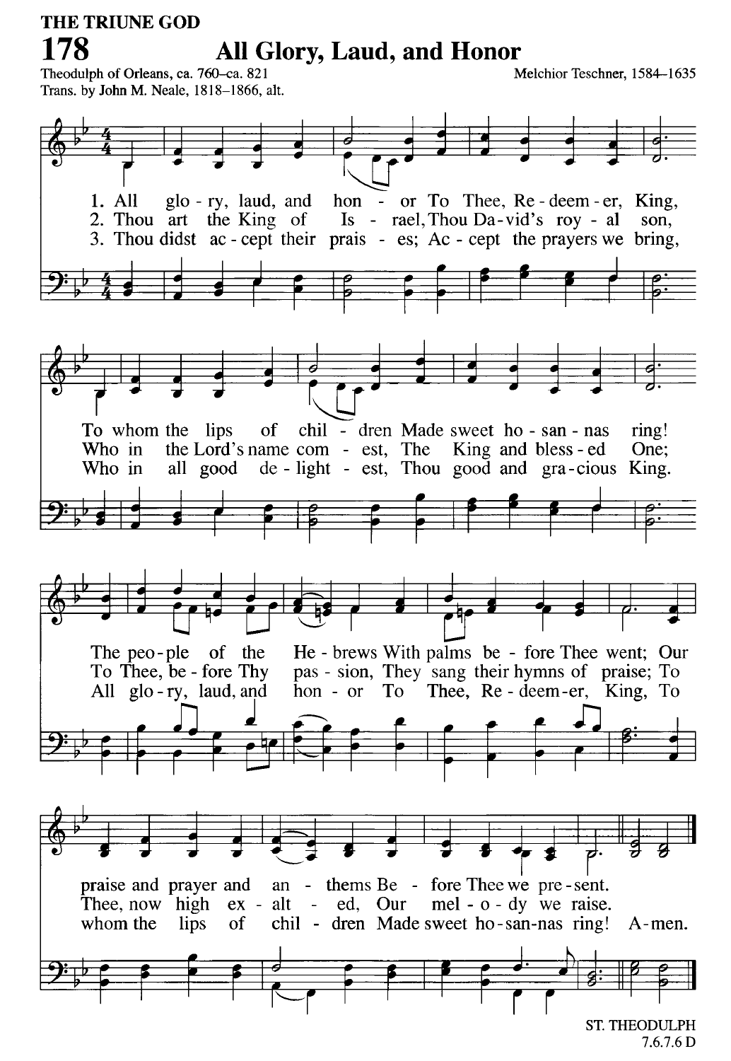THE TRIUNE GOD

# 178 All Glory, Laud, and Honor

Theodulph of Orleans, ca. 760–ca. 821
Trans. by John M. Neale, 1818–1866, alt.

Melchior Teschner, 1584–1635

1. All glo - ry, laud, and hon - or To Thee, Re - deem - er, King,
To whom the lips of chil - dren Made sweet ho - san - nas ring!
The peo - ple of the He - brews With palms be - fore Thee went; Our
praise and prayer and an - thems Be - fore Thee we pre - sent.

2. Thou art the King of Is - rael, Thou Da - vid's roy - al son,
Who in the Lord's name com - est, The King and bless - ed One;
To Thee, be - fore Thy pas - sion, They sang their hymns of praise; To
Thee, now high ex - alt - ed, Our mel - o - dy we raise.

3. Thou didst ac - cept their prais - es; Ac - cept the prayers we bring,
Who in all good de - light - est, Thou good and gra - cious King.
All glo - ry, laud, and hon - or To Thee, Re - deem - er, King, To
whom the lips of chil - dren Made sweet ho - san - nas ring! A - men.

ST. THEODULPH
7.6.7.6 D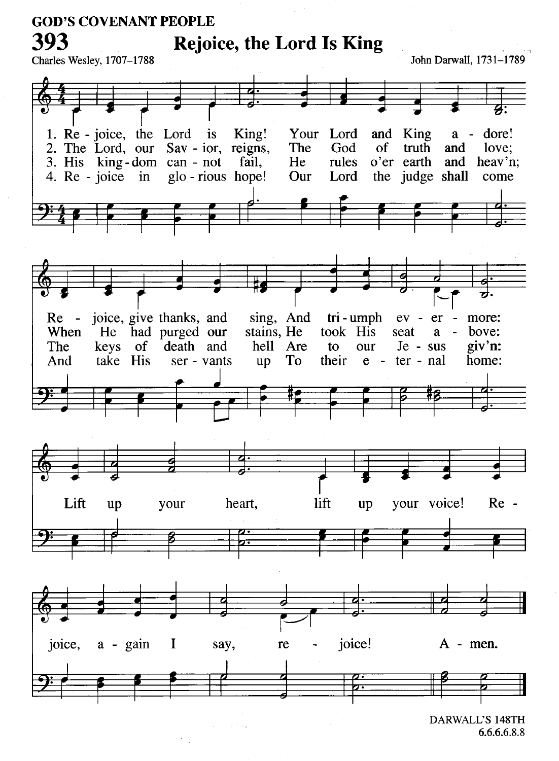GOD'S COVENANT PEOPLE

# 393 Rejoice, the Lord Is King

Charles Wesley, 1707–1788

John Darwall, 1731–1789

1. Rejoice, the Lord is King! Your Lord and King adore! Rejoice, give thanks, and sing, And triumph evermore:
2. The Lord, our Savior, reigns, The God of truth and love; When He had purged our stains, He took His seat above:
3. His kingdom cannot fail, He rules o'er earth and heav'n; The keys of death and hell Are to our Jesus giv'n:
4. Rejoice in glorious hope! Our Lord the judge shall come And take His servants up To their eternal home:

Lift up your heart, lift up your voice! Rejoice, again I say, rejoice! Amen.

DARWALL'S 148TH
6.6.6.6.8.8